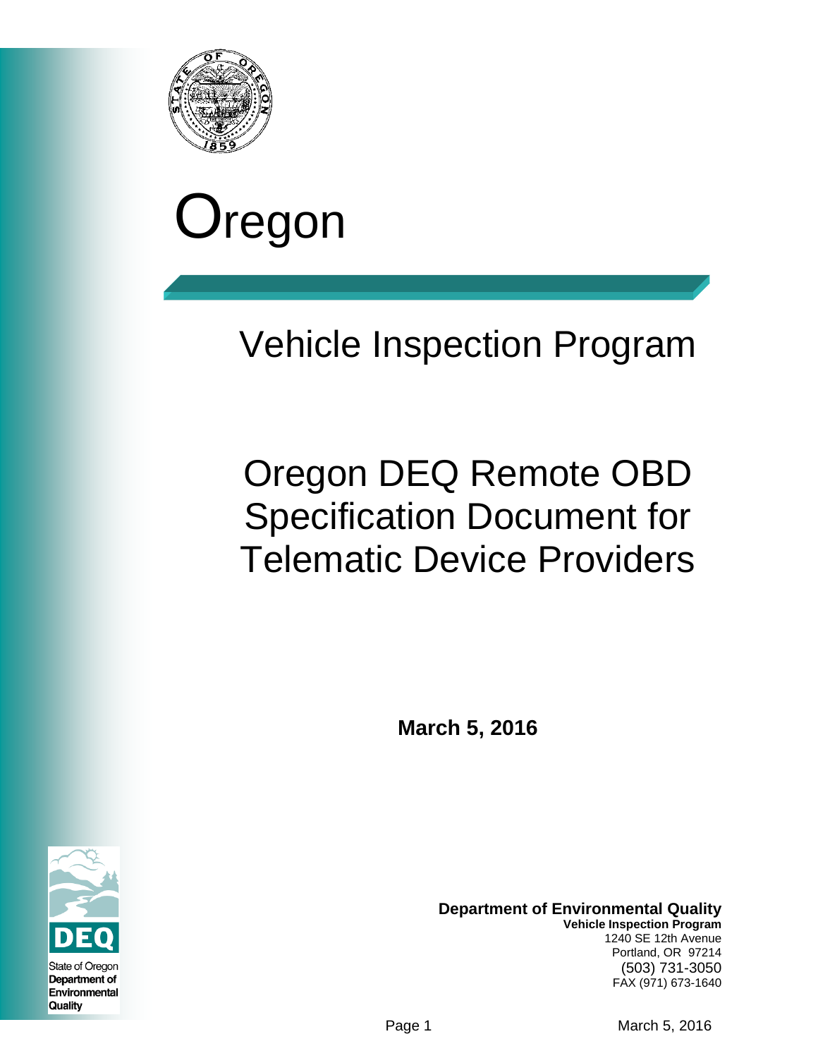# Oregon

## Vehicle Inspection Program

# Oregon DEQ Remote OBD Specification Document for Telematic Device Providers

**March 5, 2016**

State of Oregon
**Department of Environmental Quality**

**Department of Environmental Quality**
**Vehicle Inspection Program**
1240 SE 12th Avenue
Portland, OR 97214
(503) 731-3050
FAX (971) 673-1640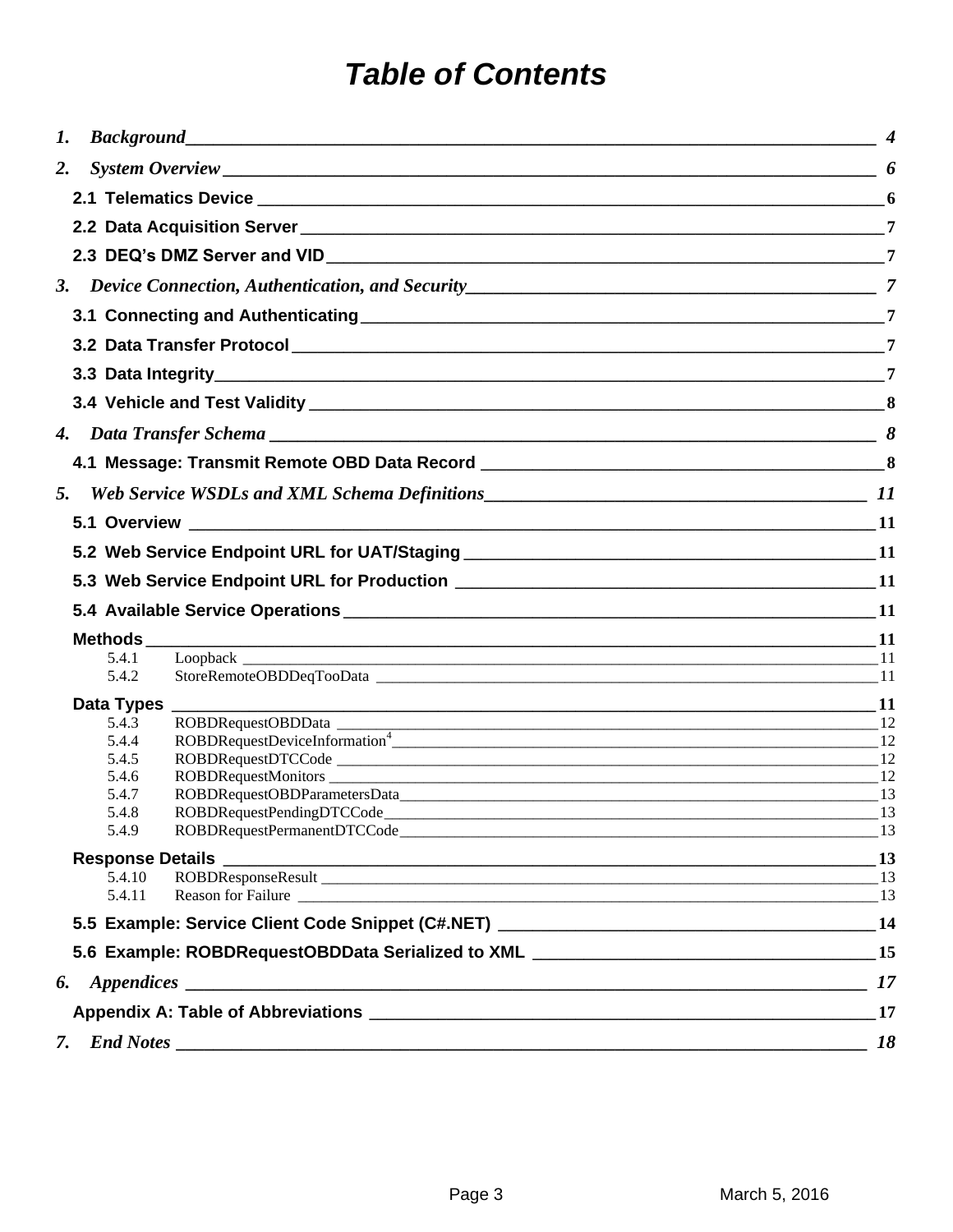# *Table of Contents*

*1. Background* — *4*

*2. System Overview* — *6*

- **2.1 Telematics Device** — 6
- **2.2 Data Acquisition Server** — 7
- **2.3 DEQ's DMZ Server and VID** — 7

*3. Device Connection, Authentication, and Security* — *7*

- **3.1 Connecting and Authenticating** — 7
- **3.2 Data Transfer Protocol** — 7
- **3.3 Data Integrity** — 7
- **3.4 Vehicle and Test Validity** — 8

*4. Data Transfer Schema* — *8*

- **4.1 Message: Transmit Remote OBD Data Record** — 8

*5. Web Service WSDLs and XML Schema Definitions* — *11*

- **5.1 Overview** — 11
- **5.2 Web Service Endpoint URL for UAT/Staging** — 11
- **5.3 Web Service Endpoint URL for Production** — 11
- **5.4 Available Service Operations** — 11
- **Methods** — 11
  - 5.4.1 Loopback — 11
  - 5.4.2 StoreRemoteOBDDeqTooData — 11
- **Data Types** — 11
  - 5.4.3 ROBDRequestOBDData — 12
  - 5.4.4 ROBDRequestDeviceInformation[4] — 12
  - 5.4.5 ROBDRequestDTCCode — 12
  - 5.4.6 ROBDRequestMonitors — 12
  - 5.4.7 ROBDRequestOBDParametersData — 13
  - 5.4.8 ROBDRequestPendingDTCCode — 13
  - 5.4.9 ROBDRequestPermanentDTCCode — 13
- **Response Details** — 13
  - 5.4.10 ROBDResponseResult — 13
  - 5.4.11 Reason for Failure — 13
- **5.5 Example: Service Client Code Snippet (C#.NET)** — 14
- **5.6 Example: ROBDRequestOBDData Serialized to XML** — 15

*6. Appendices* — *17*

- **Appendix A: Table of Abbreviations** — 17

*7. End Notes* — *18*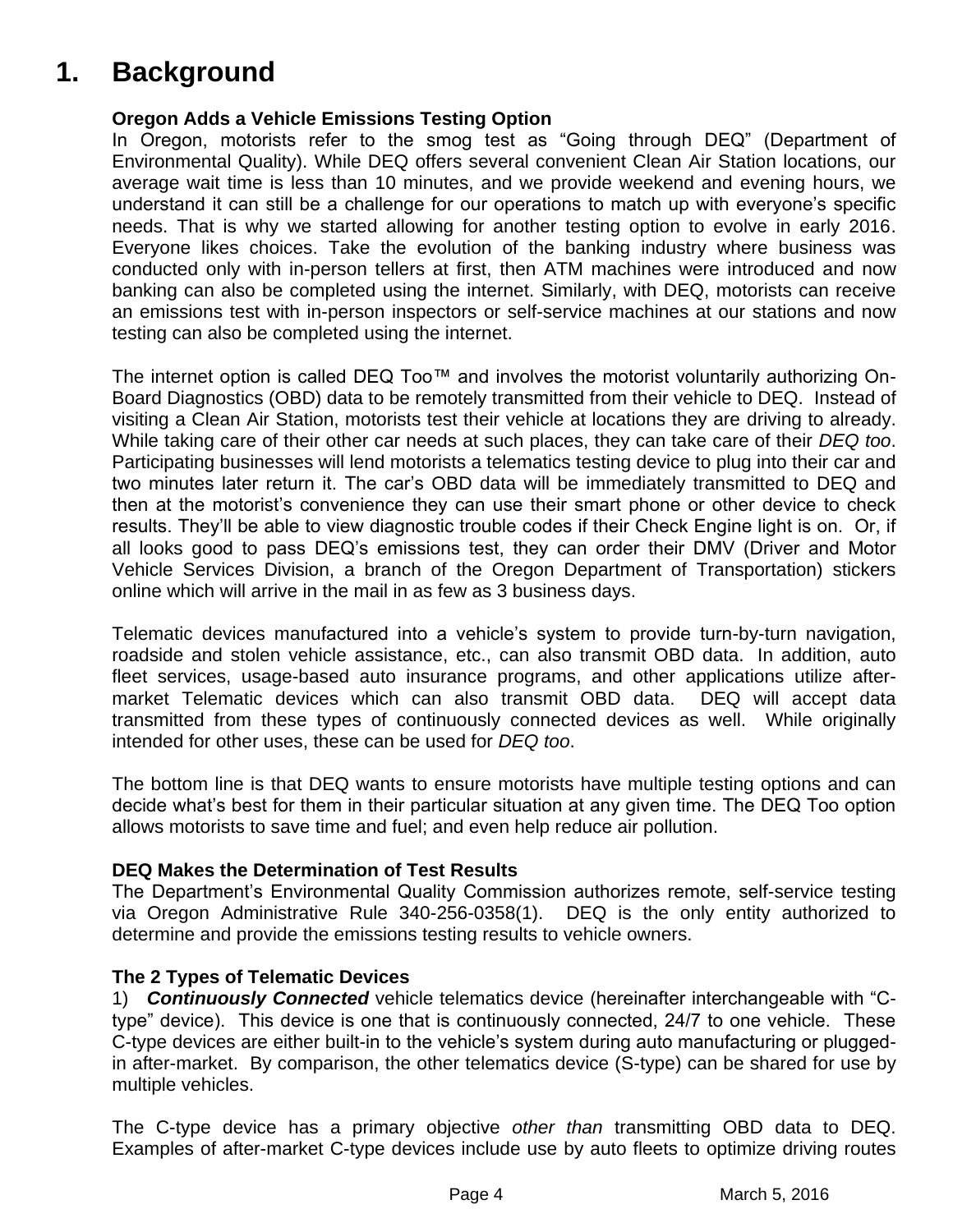# 1. Background

**Oregon Adds a Vehicle Emissions Testing Option**

In Oregon, motorists refer to the smog test as "Going through DEQ" (Department of Environmental Quality). While DEQ offers several convenient Clean Air Station locations, our average wait time is less than 10 minutes, and we provide weekend and evening hours, we understand it can still be a challenge for our operations to match up with everyone's specific needs. That is why we started allowing for another testing option to evolve in early 2016. Everyone likes choices. Take the evolution of the banking industry where business was conducted only with in-person tellers at first, then ATM machines were introduced and now banking can also be completed using the internet. Similarly, with DEQ, motorists can receive an emissions test with in-person inspectors or self-service machines at our stations and now testing can also be completed using the internet.

The internet option is called DEQ Too™ and involves the motorist voluntarily authorizing On-Board Diagnostics (OBD) data to be remotely transmitted from their vehicle to DEQ. Instead of visiting a Clean Air Station, motorists test their vehicle at locations they are driving to already. While taking care of their other car needs at such places, they can take care of their *DEQ too*. Participating businesses will lend motorists a telematics testing device to plug into their car and two minutes later return it. The car's OBD data will be immediately transmitted to DEQ and then at the motorist's convenience they can use their smart phone or other device to check results. They'll be able to view diagnostic trouble codes if their Check Engine light is on. Or, if all looks good to pass DEQ's emissions test, they can order their DMV (Driver and Motor Vehicle Services Division, a branch of the Oregon Department of Transportation) stickers online which will arrive in the mail in as few as 3 business days.

Telematic devices manufactured into a vehicle's system to provide turn-by-turn navigation, roadside and stolen vehicle assistance, etc., can also transmit OBD data. In addition, auto fleet services, usage-based auto insurance programs, and other applications utilize after-market Telematic devices which can also transmit OBD data. DEQ will accept data transmitted from these types of continuously connected devices as well. While originally intended for other uses, these can be used for *DEQ too*.

The bottom line is that DEQ wants to ensure motorists have multiple testing options and can decide what's best for them in their particular situation at any given time. The DEQ Too option allows motorists to save time and fuel; and even help reduce air pollution.

**DEQ Makes the Determination of Test Results**

The Department's Environmental Quality Commission authorizes remote, self-service testing via Oregon Administrative Rule 340-256-0358(1). DEQ is the only entity authorized to determine and provide the emissions testing results to vehicle owners.

**The 2 Types of Telematic Devices**

1) ***Continuously Connected*** vehicle telematics device (hereinafter interchangeable with "C-type" device). This device is one that is continuously connected, 24/7 to one vehicle. These C-type devices are either built-in to the vehicle's system during auto manufacturing or plugged-in after-market. By comparison, the other telematics device (S-type) can be shared for use by multiple vehicles.

The C-type device has a primary objective *other than* transmitting OBD data to DEQ. Examples of after-market C-type devices include use by auto fleets to optimize driving routes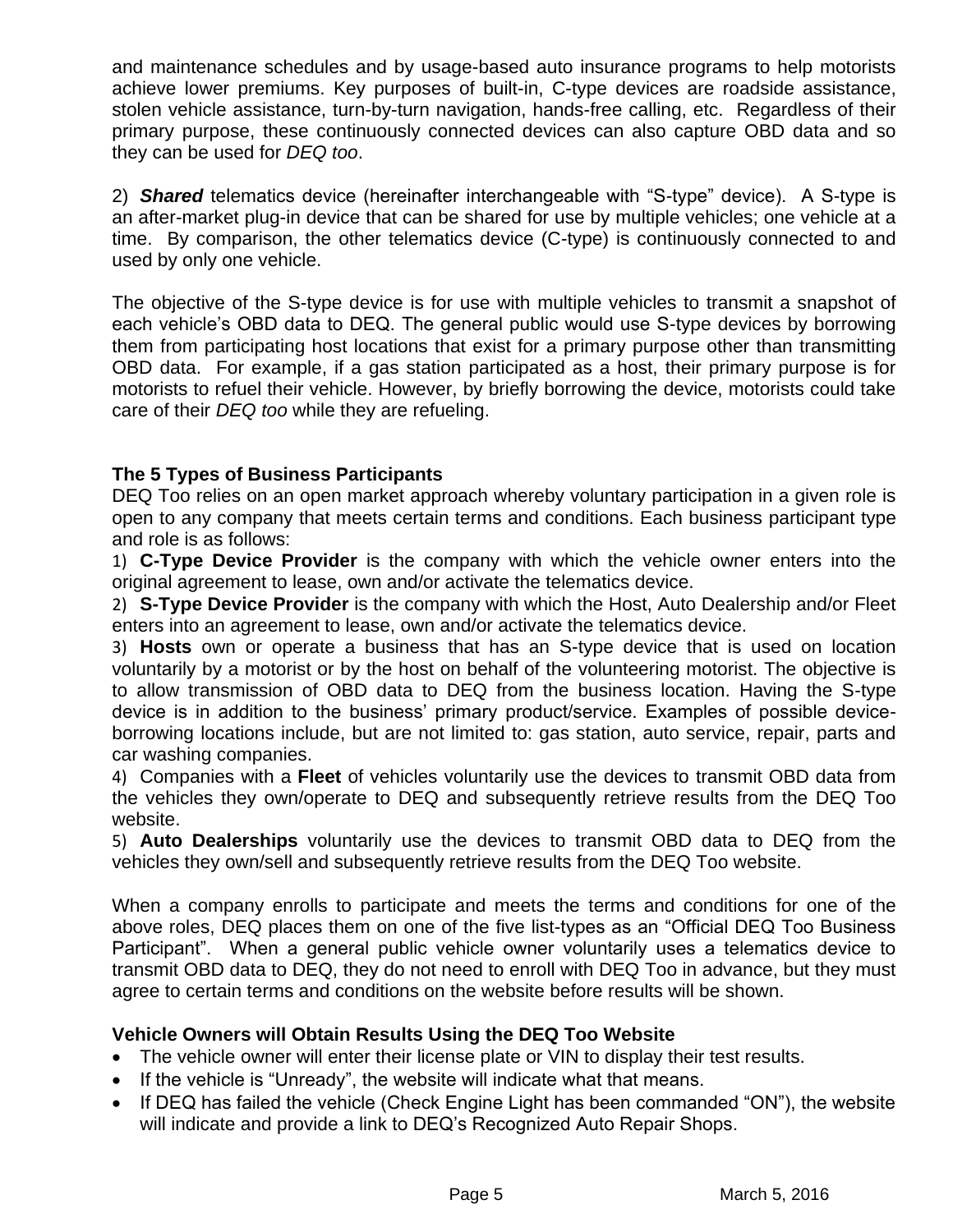and maintenance schedules and by usage-based auto insurance programs to help motorists achieve lower premiums. Key purposes of built-in, C-type devices are roadside assistance, stolen vehicle assistance, turn-by-turn navigation, hands-free calling, etc. Regardless of their primary purpose, these continuously connected devices can also capture OBD data and so they can be used for *DEQ too*.

2) ***Shared*** telematics device (hereinafter interchangeable with "S-type" device). A S-type is an after-market plug-in device that can be shared for use by multiple vehicles; one vehicle at a time. By comparison, the other telematics device (C-type) is continuously connected to and used by only one vehicle.

The objective of the S-type device is for use with multiple vehicles to transmit a snapshot of each vehicle's OBD data to DEQ. The general public would use S-type devices by borrowing them from participating host locations that exist for a primary purpose other than transmitting OBD data. For example, if a gas station participated as a host, their primary purpose is for motorists to refuel their vehicle. However, by briefly borrowing the device, motorists could take care of their *DEQ too* while they are refueling.

**The 5 Types of Business Participants**

DEQ Too relies on an open market approach whereby voluntary participation in a given role is open to any company that meets certain terms and conditions. Each business participant type and role is as follows:

1) **C-Type Device Provider** is the company with which the vehicle owner enters into the original agreement to lease, own and/or activate the telematics device.

2) **S-Type Device Provider** is the company with which the Host, Auto Dealership and/or Fleet enters into an agreement to lease, own and/or activate the telematics device.

3) **Hosts** own or operate a business that has an S-type device that is used on location voluntarily by a motorist or by the host on behalf of the volunteering motorist. The objective is to allow transmission of OBD data to DEQ from the business location. Having the S-type device is in addition to the business' primary product/service. Examples of possible device-borrowing locations include, but are not limited to: gas station, auto service, repair, parts and car washing companies.

4) Companies with a **Fleet** of vehicles voluntarily use the devices to transmit OBD data from the vehicles they own/operate to DEQ and subsequently retrieve results from the DEQ Too website.

5) **Auto Dealerships** voluntarily use the devices to transmit OBD data to DEQ from the vehicles they own/sell and subsequently retrieve results from the DEQ Too website.

When a company enrolls to participate and meets the terms and conditions for one of the above roles, DEQ places them on one of the five list-types as an "Official DEQ Too Business Participant". When a general public vehicle owner voluntarily uses a telematics device to transmit OBD data to DEQ, they do not need to enroll with DEQ Too in advance, but they must agree to certain terms and conditions on the website before results will be shown.

**Vehicle Owners will Obtain Results Using the DEQ Too Website**

- The vehicle owner will enter their license plate or VIN to display their test results.
- If the vehicle is "Unready", the website will indicate what that means.
- If DEQ has failed the vehicle (Check Engine Light has been commanded "ON"), the website will indicate and provide a link to DEQ's Recognized Auto Repair Shops.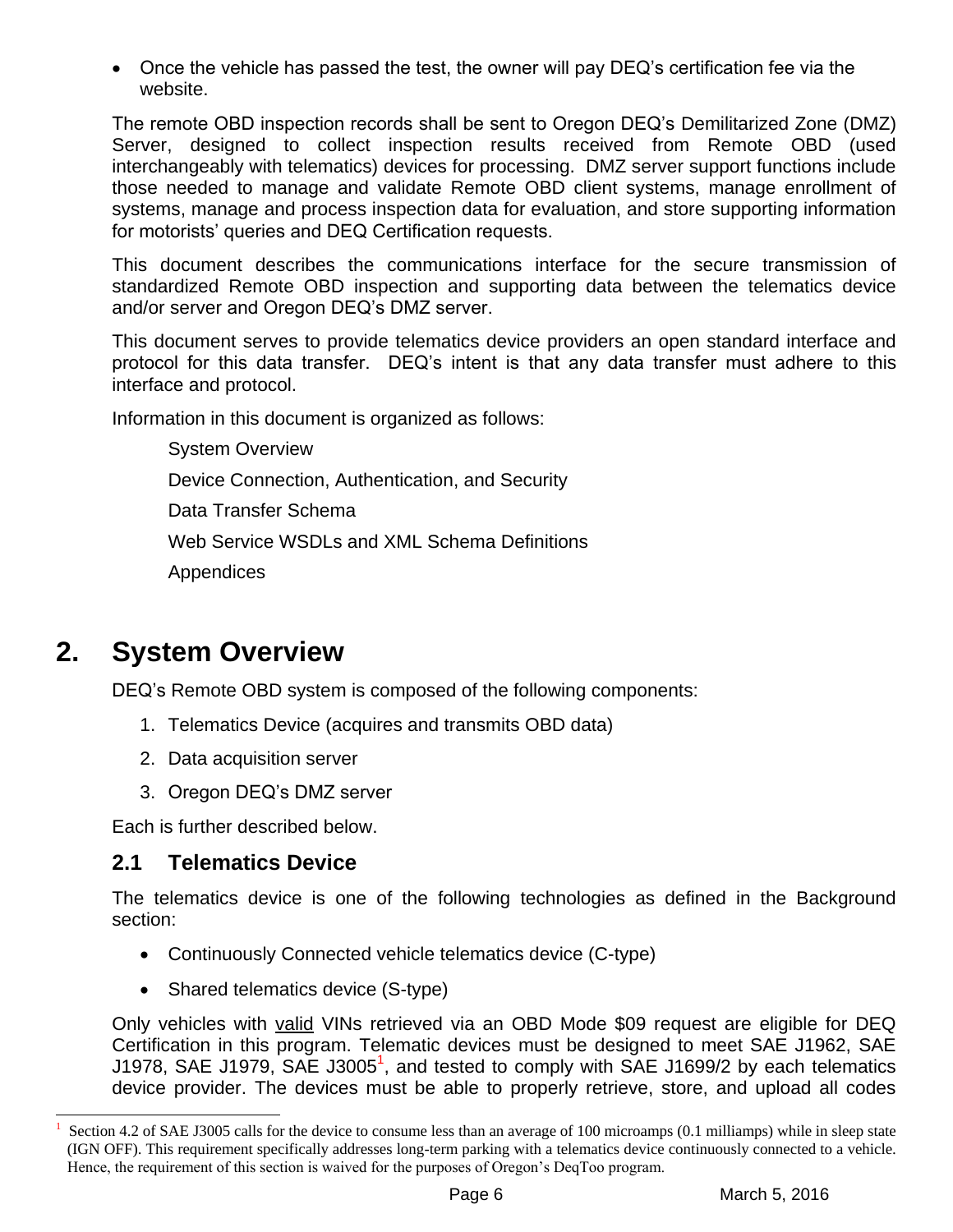- Once the vehicle has passed the test, the owner will pay DEQ's certification fee via the website.

The remote OBD inspection records shall be sent to Oregon DEQ's Demilitarized Zone (DMZ) Server, designed to collect inspection results received from Remote OBD (used interchangeably with telematics) devices for processing. DMZ server support functions include those needed to manage and validate Remote OBD client systems, manage enrollment of systems, manage and process inspection data for evaluation, and store supporting information for motorists' queries and DEQ Certification requests.

This document describes the communications interface for the secure transmission of standardized Remote OBD inspection and supporting data between the telematics device and/or server and Oregon DEQ's DMZ server.

This document serves to provide telematics device providers an open standard interface and protocol for this data transfer. DEQ's intent is that any data transfer must adhere to this interface and protocol.

Information in this document is organized as follows:

System Overview

Device Connection, Authentication, and Security

Data Transfer Schema

Web Service WSDLs and XML Schema Definitions

Appendices

# 2. System Overview

DEQ's Remote OBD system is composed of the following components:

1. Telematics Device (acquires and transmits OBD data)
2. Data acquisition server
3. Oregon DEQ's DMZ server

Each is further described below.

## 2.1 Telematics Device

The telematics device is one of the following technologies as defined in the Background section:

- Continuously Connected vehicle telematics device (C-type)
- Shared telematics device (S-type)

Only vehicles with valid VINs retrieved via an OBD Mode $09 request are eligible for DEQ Certification in this program. Telematic devices must be designed to meet SAE J1962, SAE J1978, SAE J1979, SAE J3005[1], and tested to comply with SAE J1699/2 by each telematics device provider. The devices must be able to properly retrieve, store, and upload all codes

[1] Section 4.2 of SAE J3005 calls for the device to consume less than an average of 100 microamps (0.1 milliamps) while in sleep state (IGN OFF). This requirement specifically addresses long-term parking with a telematics device continuously connected to a vehicle. Hence, the requirement of this section is waived for the purposes of Oregon's DeqToo program.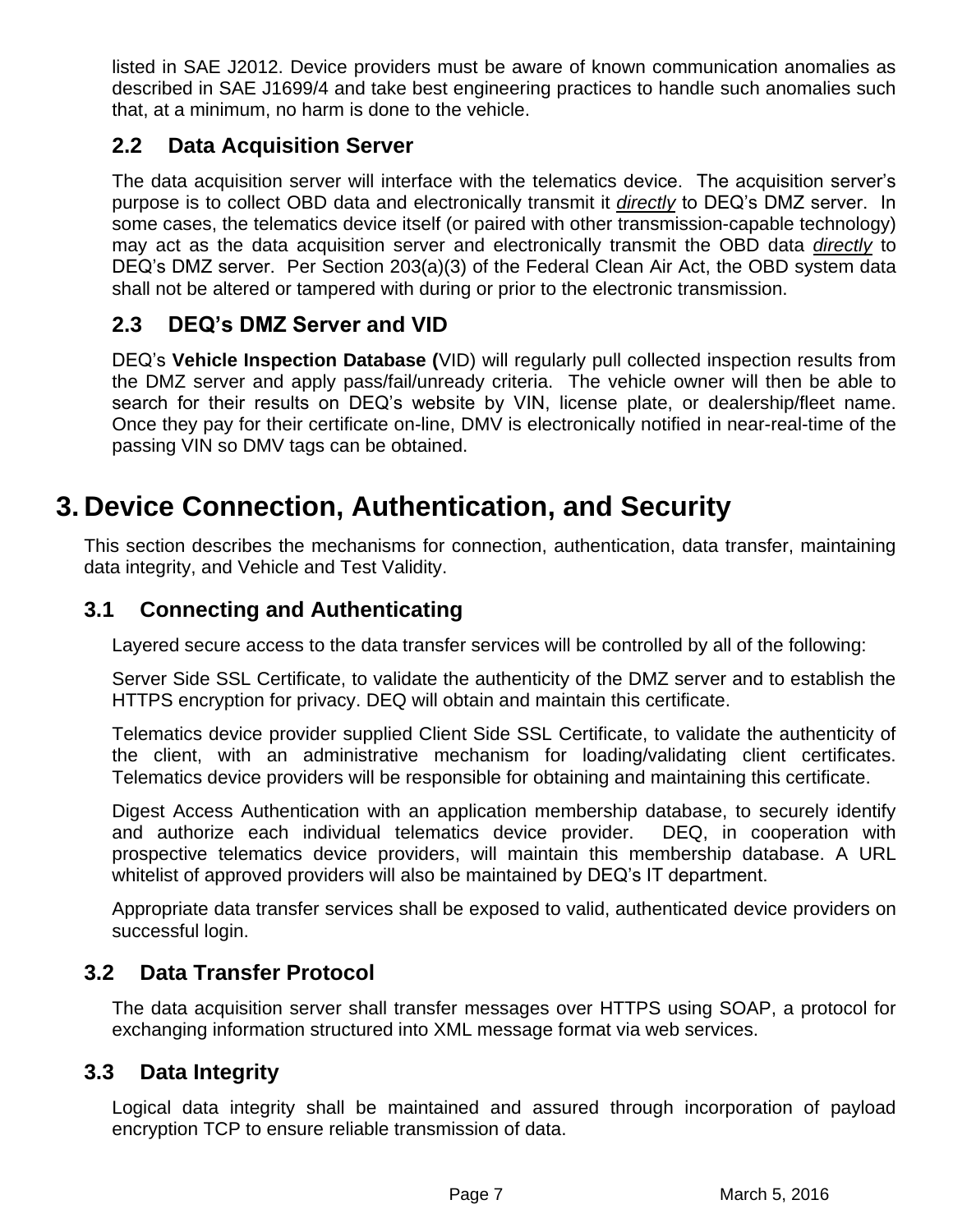listed in SAE J2012. Device providers must be aware of known communication anomalies as described in SAE J1699/4 and take best engineering practices to handle such anomalies such that, at a minimum, no harm is done to the vehicle.

### 2.2 Data Acquisition Server

The data acquisition server will interface with the telematics device. The acquisition server's purpose is to collect OBD data and electronically transmit it ***directly*** to DEQ's DMZ server. In some cases, the telematics device itself (or paired with other transmission-capable technology) may act as the data acquisition server and electronically transmit the OBD data ***directly*** to DEQ's DMZ server. Per Section 203(a)(3) of the Federal Clean Air Act, the OBD system data shall not be altered or tampered with during or prior to the electronic transmission.

### 2.3 DEQ's DMZ Server and VID

DEQ's **Vehicle Inspection Database (**VID) will regularly pull collected inspection results from the DMZ server and apply pass/fail/unready criteria. The vehicle owner will then be able to search for their results on DEQ's website by VIN, license plate, or dealership/fleet name. Once they pay for their certificate on-line, DMV is electronically notified in near-real-time of the passing VIN so DMV tags can be obtained.

# 3. Device Connection, Authentication, and Security

This section describes the mechanisms for connection, authentication, data transfer, maintaining data integrity, and Vehicle and Test Validity.

### 3.1 Connecting and Authenticating

Layered secure access to the data transfer services will be controlled by all of the following:

Server Side SSL Certificate, to validate the authenticity of the DMZ server and to establish the HTTPS encryption for privacy. DEQ will obtain and maintain this certificate.

Telematics device provider supplied Client Side SSL Certificate, to validate the authenticity of the client, with an administrative mechanism for loading/validating client certificates. Telematics device providers will be responsible for obtaining and maintaining this certificate.

Digest Access Authentication with an application membership database, to securely identify and authorize each individual telematics device provider. DEQ, in cooperation with prospective telematics device providers, will maintain this membership database. A URL whitelist of approved providers will also be maintained by DEQ's IT department.

Appropriate data transfer services shall be exposed to valid, authenticated device providers on successful login.

### 3.2 Data Transfer Protocol

The data acquisition server shall transfer messages over HTTPS using SOAP, a protocol for exchanging information structured into XML message format via web services.

### 3.3 Data Integrity

Logical data integrity shall be maintained and assured through incorporation of payload encryption TCP to ensure reliable transmission of data.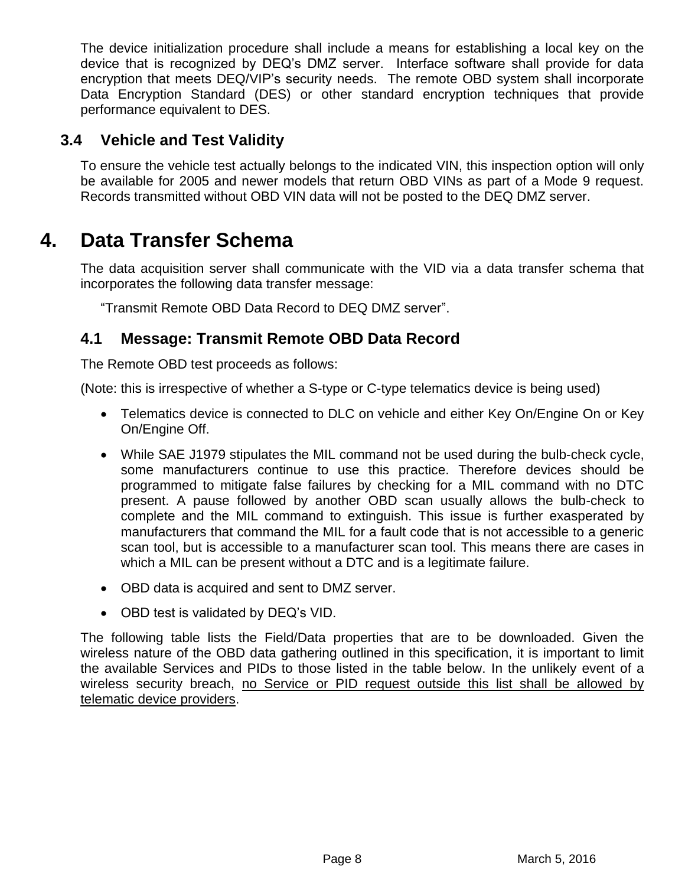The device initialization procedure shall include a means for establishing a local key on the device that is recognized by DEQ's DMZ server. Interface software shall provide for data encryption that meets DEQ/VIP's security needs. The remote OBD system shall incorporate Data Encryption Standard (DES) or other standard encryption techniques that provide performance equivalent to DES.

### 3.4 Vehicle and Test Validity

To ensure the vehicle test actually belongs to the indicated VIN, this inspection option will only be available for 2005 and newer models that return OBD VINs as part of a Mode 9 request. Records transmitted without OBD VIN data will not be posted to the DEQ DMZ server.

# 4. Data Transfer Schema

The data acquisition server shall communicate with the VID via a data transfer schema that incorporates the following data transfer message:

"Transmit Remote OBD Data Record to DEQ DMZ server".

## 4.1 Message: Transmit Remote OBD Data Record

The Remote OBD test proceeds as follows:

(Note: this is irrespective of whether a S-type or C-type telematics device is being used)

- Telematics device is connected to DLC on vehicle and either Key On/Engine On or Key On/Engine Off.
- While SAE J1979 stipulates the MIL command not be used during the bulb-check cycle, some manufacturers continue to use this practice. Therefore devices should be programmed to mitigate false failures by checking for a MIL command with no DTC present. A pause followed by another OBD scan usually allows the bulb-check to complete and the MIL command to extinguish. This issue is further exasperated by manufacturers that command the MIL for a fault code that is not accessible to a generic scan tool, but is accessible to a manufacturer scan tool. This means there are cases in which a MIL can be present without a DTC and is a legitimate failure.
- OBD data is acquired and sent to DMZ server.
- OBD test is validated by DEQ's VID.

The following table lists the Field/Data properties that are to be downloaded. Given the wireless nature of the OBD data gathering outlined in this specification, it is important to limit the available Services and PIDs to those listed in the table below. In the unlikely event of a wireless security breach, <u>no Service or PID request outside this list shall be allowed by telematic device providers</u>.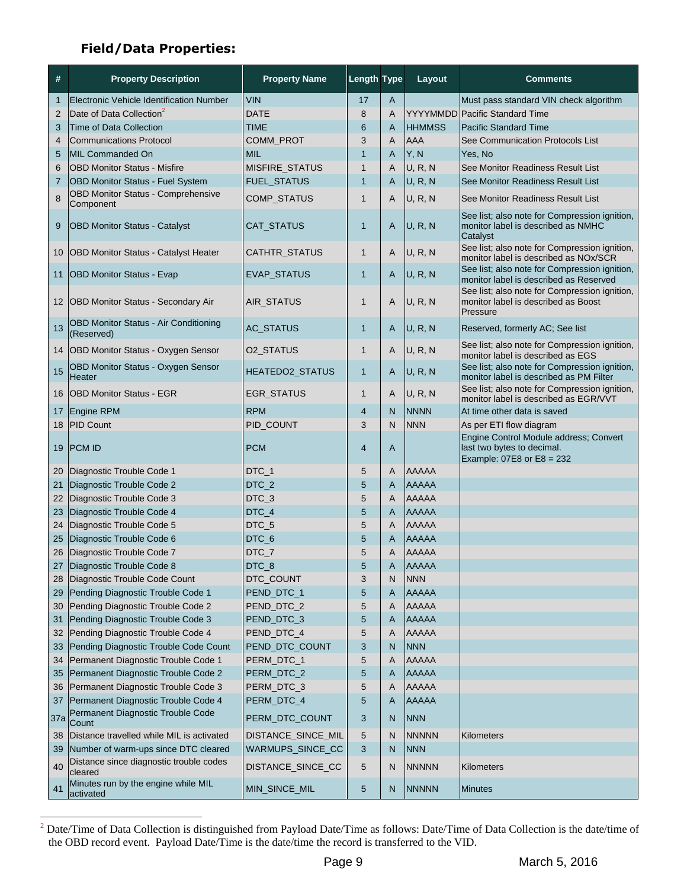### Field/Data Properties:

| # | Property Description | Property Name | Length | Type | Layout | Comments |
|---|---|---|---|---|---|---|
| 1 | Electronic Vehicle Identification Number | VIN | 17 | A | | Must pass standard VIN check algorithm |
| 2 | Date of Data Collection[2] | DATE | 8 | A | YYYYMMDD | Pacific Standard Time |
| 3 | Time of Data Collection | TIME | 6 | A | HHMMSS | Pacific Standard Time |
| 4 | Communications Protocol | COMM_PROT | 3 | A | AAA | See Communication Protocols List |
| 5 | MIL Commanded On | MIL | 1 | A | Y, N | Yes, No |
| 6 | OBD Monitor Status - Misfire | MISFIRE_STATUS | 1 | A | U, R, N | See Monitor Readiness Result List |
| 7 | OBD Monitor Status - Fuel System | FUEL_STATUS | 1 | A | U, R, N | See Monitor Readiness Result List |
| 8 | OBD Monitor Status - Comprehensive Component | COMP_STATUS | 1 | A | U, R, N | See Monitor Readiness Result List |
| 9 | OBD Monitor Status - Catalyst | CAT_STATUS | 1 | A | U, R, N | See list; also note for Compression ignition, monitor label is described as NMHC Catalyst |
| 10 | OBD Monitor Status - Catalyst Heater | CATHTR_STATUS | 1 | A | U, R, N | See list; also note for Compression ignition, monitor label is described as NOx/SCR |
| 11 | OBD Monitor Status - Evap | EVAP_STATUS | 1 | A | U, R, N | See list; also note for Compression ignition, monitor label is described as Reserved |
| 12 | OBD Monitor Status - Secondary Air | AIR_STATUS | 1 | A | U, R, N | See list; also note for Compression ignition, monitor label is described as Boost Pressure |
| 13 | OBD Monitor Status - Air Conditioning (Reserved) | AC_STATUS | 1 | A | U, R, N | Reserved, formerly AC; See list |
| 14 | OBD Monitor Status - Oxygen Sensor | O2_STATUS | 1 | A | U, R, N | See list; also note for Compression ignition, monitor label is described as EGS |
| 15 | OBD Monitor Status - Oxygen Sensor Heater | HEATEDO2_STATUS | 1 | A | U, R, N | See list; also note for Compression ignition, monitor label is described as PM Filter |
| 16 | OBD Monitor Status - EGR | EGR_STATUS | 1 | A | U, R, N | See list; also note for Compression ignition, monitor label is described as EGR/VVT |
| 17 | Engine RPM | RPM | 4 | N | NNNN | At time other data is saved |
| 18 | PID Count | PID_COUNT | 3 | N | NNN | As per ETI flow diagram |
| 19 | PCM ID | PCM | 4 | A | | Engine Control Module address; Convert last two bytes to decimal. Example: 07E8 or E8 = 232 |
| 20 | Diagnostic Trouble Code 1 | DTC_1 | 5 | A | AAAAA | |
| 21 | Diagnostic Trouble Code 2 | DTC_2 | 5 | A | AAAAA | |
| 22 | Diagnostic Trouble Code 3 | DTC_3 | 5 | A | AAAAA | |
| 23 | Diagnostic Trouble Code 4 | DTC_4 | 5 | A | AAAAA | |
| 24 | Diagnostic Trouble Code 5 | DTC_5 | 5 | A | AAAAA | |
| 25 | Diagnostic Trouble Code 6 | DTC_6 | 5 | A | AAAAA | |
| 26 | Diagnostic Trouble Code 7 | DTC_7 | 5 | A | AAAAA | |
| 27 | Diagnostic Trouble Code 8 | DTC_8 | 5 | A | AAAAA | |
| 28 | Diagnostic Trouble Code Count | DTC_COUNT | 3 | N | NNN | |
| 29 | Pending Diagnostic Trouble Code 1 | PEND_DTC_1 | 5 | A | AAAAA | |
| 30 | Pending Diagnostic Trouble Code 2 | PEND_DTC_2 | 5 | A | AAAAA | |
| 31 | Pending Diagnostic Trouble Code 3 | PEND_DTC_3 | 5 | A | AAAAA | |
| 32 | Pending Diagnostic Trouble Code 4 | PEND_DTC_4 | 5 | A | AAAAA | |
| 33 | Pending Diagnostic Trouble Code Count | PEND_DTC_COUNT | 3 | N | NNN | |
| 34 | Permanent Diagnostic Trouble Code 1 | PERM_DTC_1 | 5 | A | AAAAA | |
| 35 | Permanent Diagnostic Trouble Code 2 | PERM_DTC_2 | 5 | A | AAAAA | |
| 36 | Permanent Diagnostic Trouble Code 3 | PERM_DTC_3 | 5 | A | AAAAA | |
| 37 | Permanent Diagnostic Trouble Code 4 | PERM_DTC_4 | 5 | A | AAAAA | |
| 37a | Permanent Diagnostic Trouble Code Count | PERM_DTC_COUNT | 3 | N | NNN | |
| 38 | Distance travelled while MIL is activated | DISTANCE_SINCE_MIL | 5 | N | NNNNN | Kilometers |
| 39 | Number of warm-ups since DTC cleared | WARMUPS_SINCE_CC | 3 | N | NNN | |
| 40 | Distance since diagnostic trouble codes cleared | DISTANCE_SINCE_CC | 5 | N | NNNNN | Kilometers |
| 41 | Minutes run by the engine while MIL activated | MIN_SINCE_MIL | 5 | N | NNNNN | Minutes |

[2] Date/Time of Data Collection is distinguished from Payload Date/Time as follows: Date/Time of Data Collection is the date/time of the OBD record event. Payload Date/Time is the date/time the record is transferred to the VID.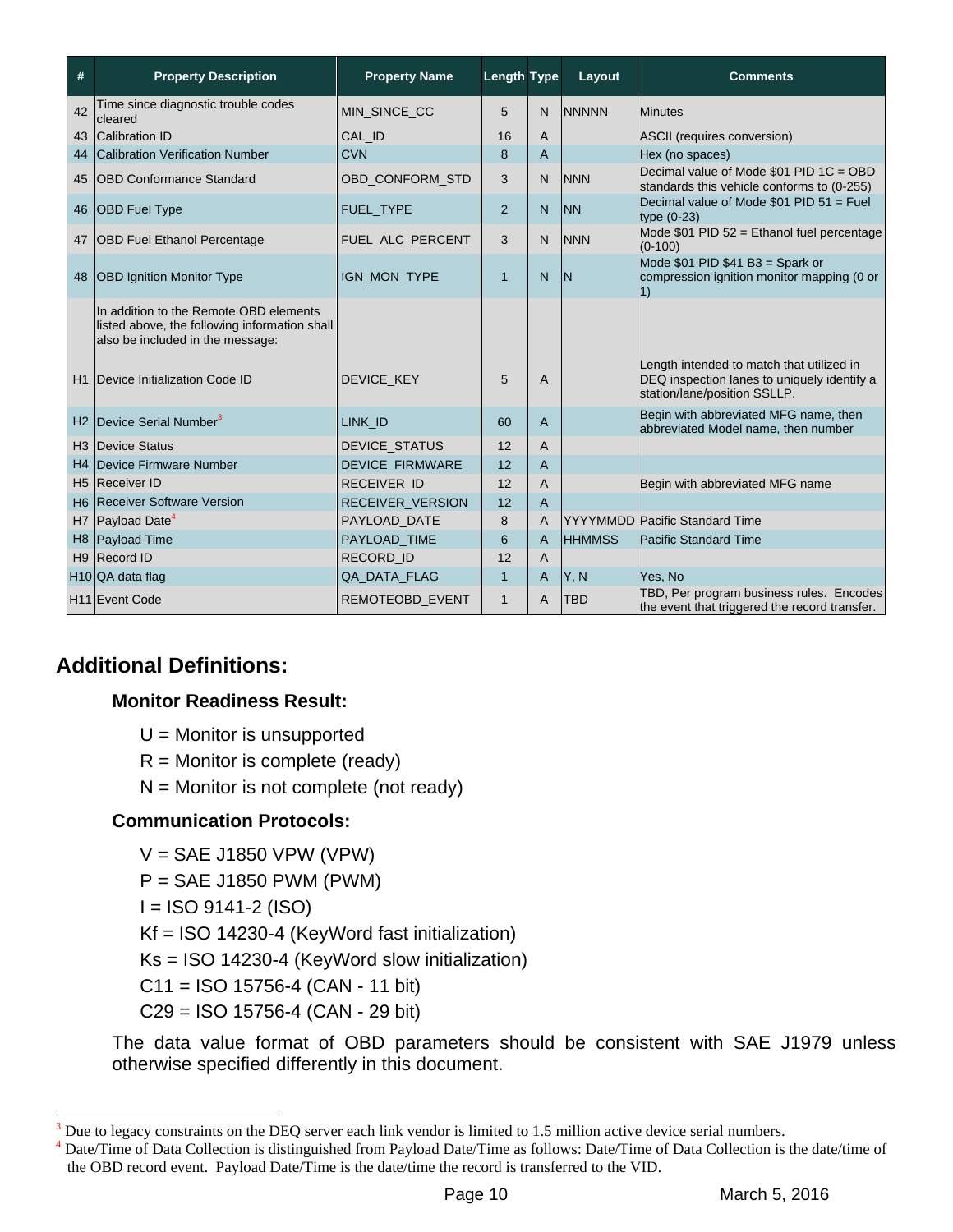| # | Property Description | Property Name | Length | Type | Layout | Comments |
|---|---|---|---|---|---|---|
| 42 | Time since diagnostic trouble codes cleared | MIN_SINCE_CC | 5 | N | NNNNN | Minutes |
| 43 | Calibration ID | CAL_ID | 16 | A | | ASCII (requires conversion) |
| 44 | Calibration Verification Number | CVN | 8 | A | | Hex (no spaces) |
| 45 | OBD Conformance Standard | OBD_CONFORM_STD | 3 | N | NNN | Decimal value of Mode $01 PID 1C = OBD standards this vehicle conforms to (0-255) |
| 46 | OBD Fuel Type | FUEL_TYPE | 2 | N | NN | Decimal value of Mode $01 PID 51 = Fuel type (0-23) |
| 47 | OBD Fuel Ethanol Percentage | FUEL_ALC_PERCENT | 3 | N | NNN | Mode $01 PID 52 = Ethanol fuel percentage (0-100) |
| 48 | OBD Ignition Monitor Type | IGN_MON_TYPE | 1 | N | N | Mode $01 PID $41 B3 = Spark or compression ignition monitor mapping (0 or 1) |
| | In addition to the Remote OBD elements listed above, the following information shall also be included in the message: | | | | | |
| H1 | Device Initialization Code ID | DEVICE_KEY | 5 | A | | Length intended to match that utilized in DEQ inspection lanes to uniquely identify a station/lane/position SSLLP. |
| H2 | Device Serial Number[3] | LINK_ID | 60 | A | | Begin with abbreviated MFG name, then abbreviated Model name, then number |
| H3 | Device Status | DEVICE_STATUS | 12 | A | | |
| H4 | Device Firmware Number | DEVICE_FIRMWARE | 12 | A | | |
| H5 | Receiver ID | RECEIVER_ID | 12 | A | | Begin with abbreviated MFG name |
| H6 | Receiver Software Version | RECEIVER_VERSION | 12 | A | | |
| H7 | Payload Date[4] | PAYLOAD_DATE | 8 | A | YYYYMMDD | Pacific Standard Time |
| H8 | Payload Time | PAYLOAD_TIME | 6 | A | HHMMSS | Pacific Standard Time |
| H9 | Record ID | RECORD_ID | 12 | A | | |
| H10 | QA data flag | QA_DATA_FLAG | 1 | A | Y, N | Yes, No |
| H11 | Event Code | REMOTEOBD_EVENT | 1 | A | TBD | TBD, Per program business rules. Encodes the event that triggered the record transfer. |

## Additional Definitions:

### Monitor Readiness Result:

U = Monitor is unsupported

R = Monitor is complete (ready)

N = Monitor is not complete (not ready)

### Communication Protocols:

V = SAE J1850 VPW (VPW)

P = SAE J1850 PWM (PWM)

I = ISO 9141-2 (ISO)

Kf = ISO 14230-4 (KeyWord fast initialization)

Ks = ISO 14230-4 (KeyWord slow initialization)

C11 = ISO 15756-4 (CAN - 11 bit)

C29 = ISO 15756-4 (CAN - 29 bit)

The data value format of OBD parameters should be consistent with SAE J1979 unless otherwise specified differently in this document.

---

[3] Due to legacy constraints on the DEQ server each link vendor is limited to 1.5 million active device serial numbers.

[4] Date/Time of Data Collection is distinguished from Payload Date/Time as follows: Date/Time of Data Collection is the date/time of the OBD record event. Payload Date/Time is the date/time the record is transferred to the VID.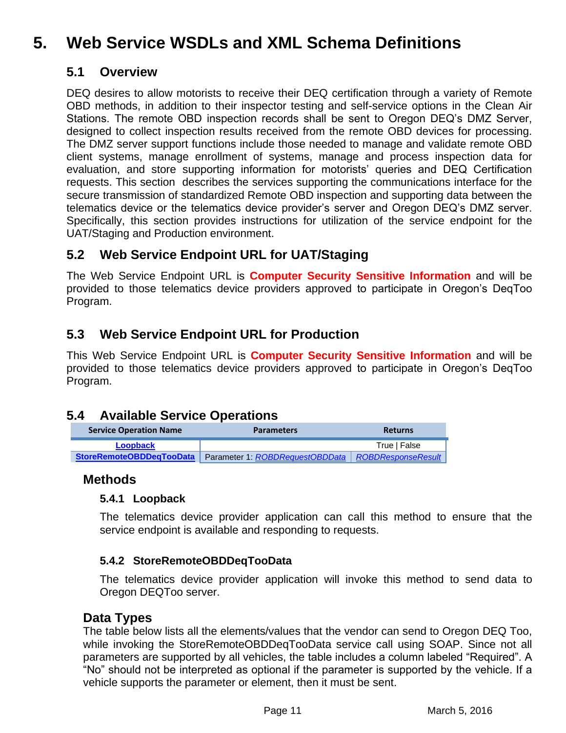# 5. Web Service WSDLs and XML Schema Definitions

## 5.1 Overview

DEQ desires to allow motorists to receive their DEQ certification through a variety of Remote OBD methods, in addition to their inspector testing and self-service options in the Clean Air Stations. The remote OBD inspection records shall be sent to Oregon DEQ's DMZ Server, designed to collect inspection results received from the remote OBD devices for processing. The DMZ server support functions include those needed to manage and validate remote OBD client systems, manage enrollment of systems, manage and process inspection data for evaluation, and store supporting information for motorists' queries and DEQ Certification requests. This section describes the services supporting the communications interface for the secure transmission of standardized Remote OBD inspection and supporting data between the telematics device or the telematics device provider's server and Oregon DEQ's DMZ server. Specifically, this section provides instructions for utilization of the service endpoint for the UAT/Staging and Production environment.

## 5.2 Web Service Endpoint URL for UAT/Staging

The Web Service Endpoint URL is **Computer Security Sensitive Information** and will be provided to those telematics device providers approved to participate in Oregon's DeqToo Program.

## 5.3 Web Service Endpoint URL for Production

This Web Service Endpoint URL is **Computer Security Sensitive Information** and will be provided to those telematics device providers approved to participate in Oregon's DeqToo Program.

## 5.4 Available Service Operations

| Service Operation Name | Parameters | Returns |
|---|---|---|
| **Loopback** | | True \| False |
| **StoreRemoteOBDDeqTooData** | Parameter 1: *ROBDRequestOBDData* | *ROBDResponseResult* |

### Methods

#### 5.4.1 Loopback

The telematics device provider application can call this method to ensure that the service endpoint is available and responding to requests.

#### 5.4.2 StoreRemoteOBDDeqTooData

The telematics device provider application will invoke this method to send data to Oregon DEQToo server.

### Data Types

The table below lists all the elements/values that the vendor can send to Oregon DEQ Too, while invoking the StoreRemoteOBDDeqTooData service call using SOAP. Since not all parameters are supported by all vehicles, the table includes a column labeled "Required". A "No" should not be interpreted as optional if the parameter is supported by the vehicle. If a vehicle supports the parameter or element, then it must be sent.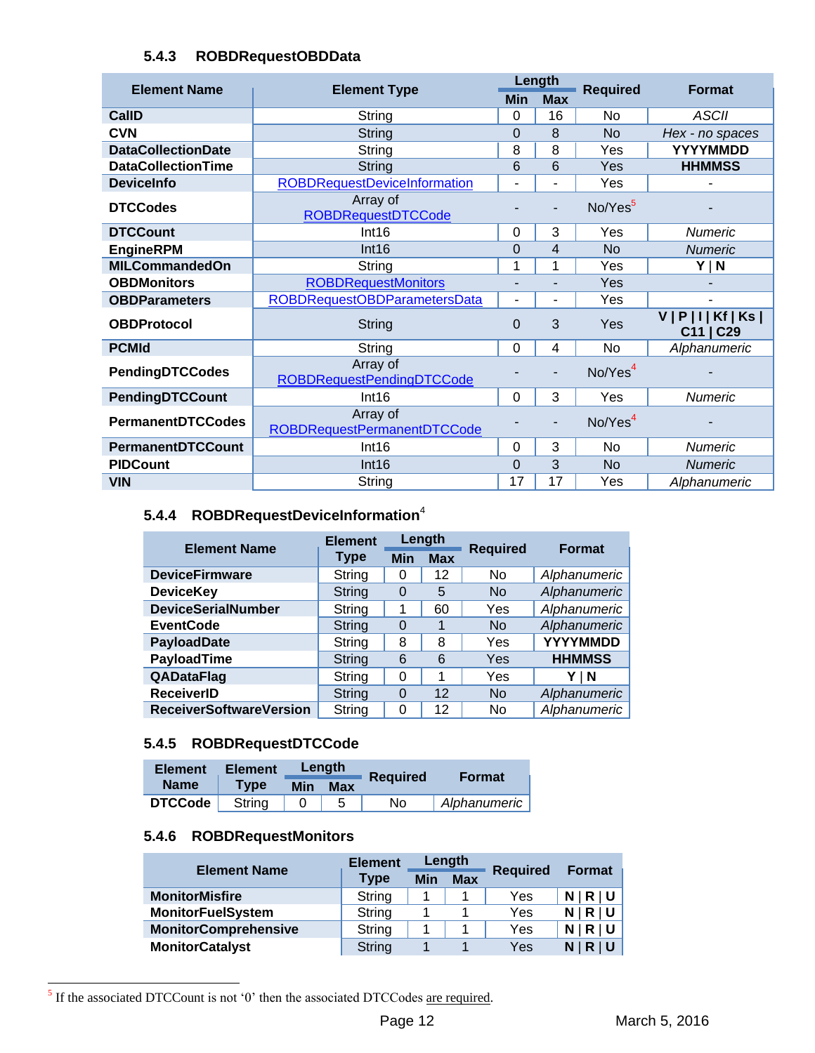### 5.4.3 ROBDRequestOBDData

| Element Name | Element Type | Length | | Required | Format |
|---|---|---|---|---|---|
| | | Min | Max | | |
| **CallD** | String | 0 | 16 | No | *ASCII* |
| **CVN** | String | 0 | 8 | No | *Hex - no spaces* |
| **DataCollectionDate** | String | 8 | 8 | Yes | **YYYYMMDD** |
| **DataCollectionTime** | String | 6 | 6 | Yes | **HHMMSS** |
| **DeviceInfo** | ROBDRequestDeviceInformation | - | - | Yes | - |
| **DTCCodes** | Array of ROBDRequestDTCCode | - | - | No/Yes[5] | - |
| **DTCCount** | Int16 | 0 | 3 | Yes | *Numeric* |
| **EngineRPM** | Int16 | 0 | 4 | No | *Numeric* |
| **MILCommandedOn** | String | 1 | 1 | Yes | **Y \| N** |
| **OBDMonitors** | ROBDRequestMonitors | - | - | Yes | - |
| **OBDParameters** | ROBDRequestOBDParametersData | - | - | Yes | - |
| **OBDProtocol** | String | 0 | 3 | Yes | **V \| P \| I \| Kf \| Ks \| C11 \| C29** |
| **PCMId** | String | 0 | 4 | No | *Alphanumeric* |
| **PendingDTCCodes** | Array of ROBDRequestPendingDTCCode | - | - | No/Yes[4] | - |
| **PendingDTCCount** | Int16 | 0 | 3 | Yes | *Numeric* |
| **PermanentDTCCodes** | Array of ROBDRequestPermanentDTCCode | - | - | No/Yes[4] | - |
| **PermanentDTCCount** | Int16 | 0 | 3 | No | *Numeric* |
| **PIDCount** | Int16 | 0 | 3 | No | *Numeric* |
| **VIN** | String | 17 | 17 | Yes | *Alphanumeric* |

### 5.4.4 ROBDRequestDeviceInformation[4]

| Element Name | Element Type | Length | | Required | Format |
|---|---|---|---|---|---|
| | | Min | Max | | |
| **DeviceFirmware** | String | 0 | 12 | No | *Alphanumeric* |
| **DeviceKey** | String | 0 | 5 | No | *Alphanumeric* |
| **DeviceSerialNumber** | String | 1 | 60 | Yes | *Alphanumeric* |
| **EventCode** | String | 0 | 1 | No | *Alphanumeric* |
| **PayloadDate** | String | 8 | 8 | Yes | **YYYYMMDD** |
| **PayloadTime** | String | 6 | 6 | Yes | **HHMMSS** |
| **QADataFlag** | String | 0 | 1 | Yes | **Y \| N** |
| **ReceiverID** | String | 0 | 12 | No | *Alphanumeric* |
| **ReceiverSoftwareVersion** | String | 0 | 12 | No | *Alphanumeric* |

### 5.4.5 ROBDRequestDTCCode

| Element Name | Element Type | Length | | Required | Format |
|---|---|---|---|---|---|
| | | Min | Max | | |
| **DTCCode** | String | 0 | 5 | No | *Alphanumeric* |

### 5.4.6 ROBDRequestMonitors

| Element Name | Element Type | Length | | Required | Format |
|---|---|---|---|---|---|
| | | Min | Max | | |
| **MonitorMisfire** | String | 1 | 1 | Yes | **N \| R \| U** |
| **MonitorFuelSystem** | String | 1 | 1 | Yes | **N \| R \| U** |
| **MonitorComprehensive** | String | 1 | 1 | Yes | **N \| R \| U** |
| **MonitorCatalyst** | String | 1 | 1 | Yes | **N \| R \| U** |

[5] If the associated DTCCount is not '0' then the associated DTCCodes are required.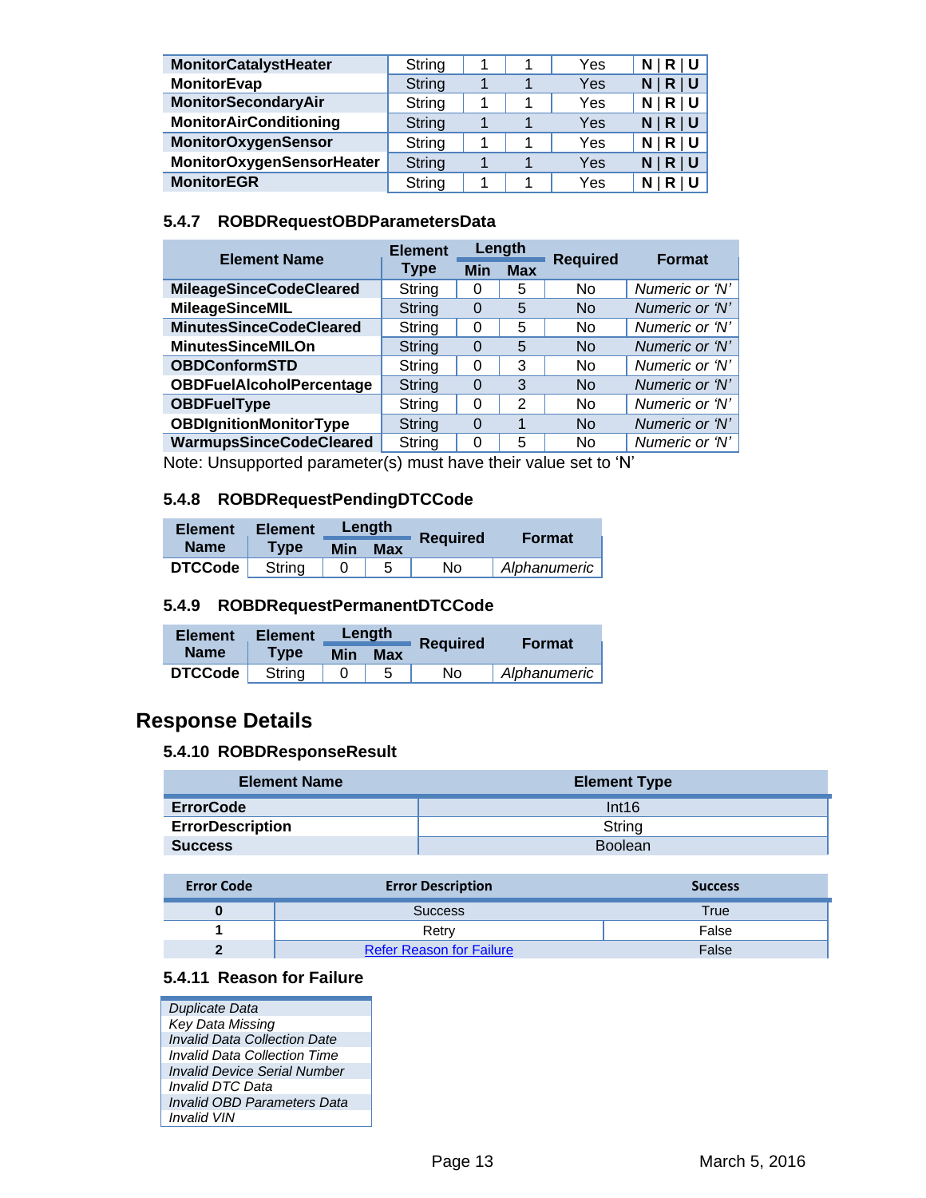| | | | | | |
|---|---|---|---|---|---|
| **MonitorCatalystHeater** | String | 1 | 1 | Yes | **N \| R \| U** |
| **MonitorEvap** | String | 1 | 1 | Yes | **N \| R \| U** |
| **MonitorSecondaryAir** | String | 1 | 1 | Yes | **N \| R \| U** |
| **MonitorAirConditioning** | String | 1 | 1 | Yes | **N \| R \| U** |
| **MonitorOxygenSensor** | String | 1 | 1 | Yes | **N \| R \| U** |
| **MonitorOxygenSensorHeater** | String | 1 | 1 | Yes | **N \| R \| U** |
| **MonitorEGR** | String | 1 | 1 | Yes | **N \| R \| U** |

### 5.4.7 ROBDRequestOBDParametersData

| Element Name | Element Type | Length | | Required | Format |
|---|---|---|---|---|---|
| | | Min | Max | | |
| **MileageSinceCodeCleared** | String | 0 | 5 | No | *Numeric or 'N'* |
| **MileageSinceMIL** | String | 0 | 5 | No | *Numeric or 'N'* |
| **MinutesSinceCodeCleared** | String | 0 | 5 | No | *Numeric or 'N'* |
| **MinutesSinceMILOn** | String | 0 | 5 | No | *Numeric or 'N'* |
| **OBDConformSTD** | String | 0 | 3 | No | *Numeric or 'N'* |
| **OBDFuelAlcoholPercentage** | String | 0 | 3 | No | *Numeric or 'N'* |
| **OBDFuelType** | String | 0 | 2 | No | *Numeric or 'N'* |
| **OBDIgnitionMonitorType** | String | 0 | 1 | No | *Numeric or 'N'* |
| **WarmupsSinceCodeCleared** | String | 0 | 5 | No | *Numeric or 'N'* |

Note: Unsupported parameter(s) must have their value set to 'N'

### 5.4.8 ROBDRequestPendingDTCCode

| Element Name | Element Type | Length | | Required | Format |
|---|---|---|---|---|---|
| | | Min | Max | | |
| **DTCCode** | String | 0 | 5 | No | *Alphanumeric* |

### 5.4.9 ROBDRequestPermanentDTCCode

| Element Name | Element Type | Length | | Required | Format |
|---|---|---|---|---|---|
| | | Min | Max | | |
| **DTCCode** | String | 0 | 5 | No | *Alphanumeric* |

## Response Details

### 5.4.10 ROBDResponseResult

| Element Name | Element Type |
|---|---|
| **ErrorCode** | Int16 |
| **ErrorDescription** | String |
| **Success** | Boolean |

| Error Code | Error Description | Success |
|---|---|---|
| **0** | Success | True |
| **1** | Retry | False |
| **2** | Refer Reason for Failure | False |

### 5.4.11 Reason for Failure

| |
|---|
| *Duplicate Data* |
| *Key Data Missing* |
| *Invalid Data Collection Date* |
| *Invalid Data Collection Time* |
| *Invalid Device Serial Number* |
| *Invalid DTC Data* |
| *Invalid OBD Parameters Data* |
| *Invalid VIN* |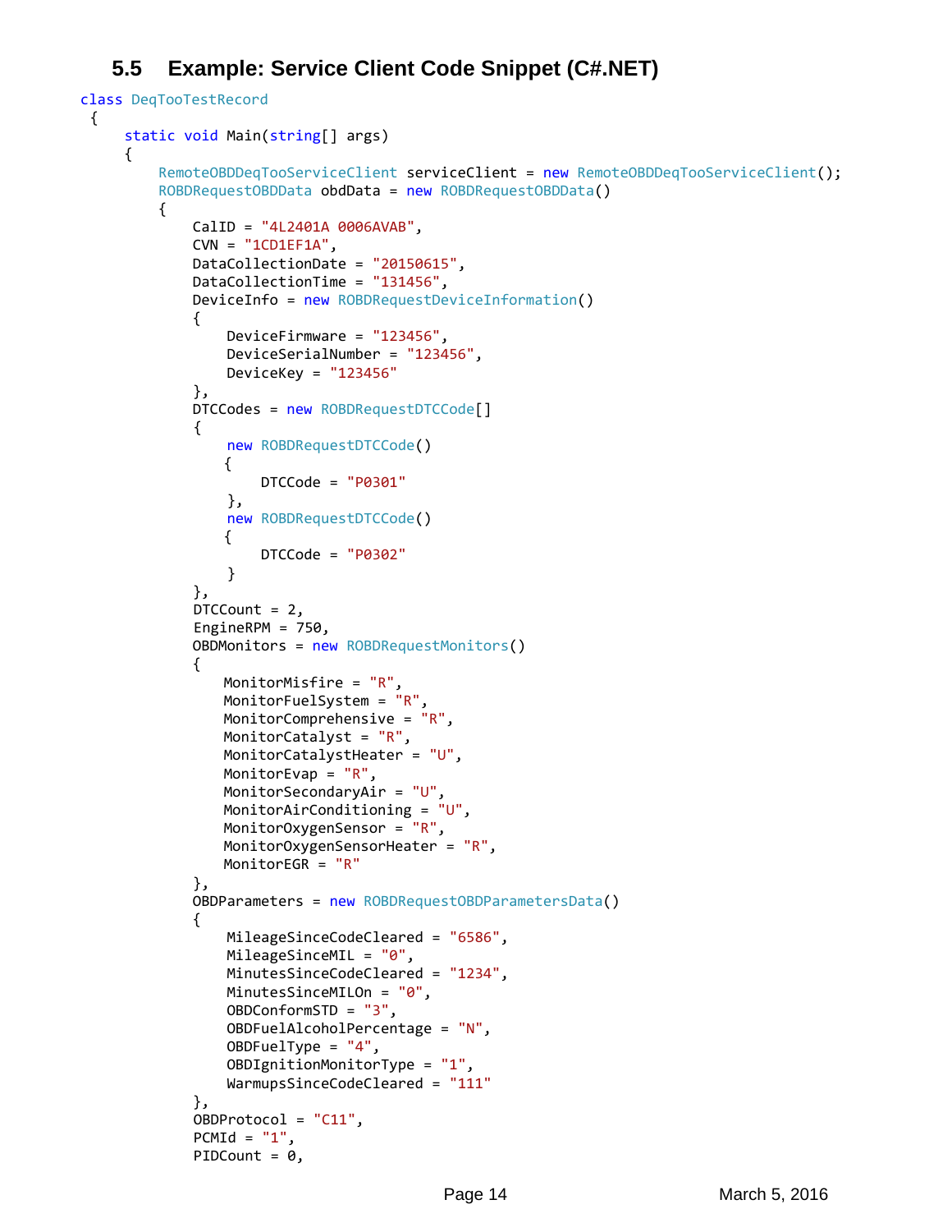### 5.5 Example: Service Client Code Snippet (C#.NET)

```
class DeqTooTestRecord
 {
     static void Main(string[] args)
     {
         RemoteOBDDeqTooServiceClient serviceClient = new RemoteOBDDeqTooServiceClient();
         ROBDRequestOBDData obdData = new ROBDRequestOBDData()
         {
             CalID = "4L2401A 0006AVAB",
             CVN = "1CD1EF1A",
             DataCollectionDate = "20150615",
             DataCollectionTime = "131456",
             DeviceInfo = new ROBDRequestDeviceInformation()
             {
                 DeviceFirmware = "123456",
                 DeviceSerialNumber = "123456",
                 DeviceKey = "123456"
             },
             DTCCodes = new ROBDRequestDTCCode[]
             {
                 new ROBDRequestDTCCode()
                 {
                     DTCCode = "P0301"
                 },
                 new ROBDRequestDTCCode()
                 {
                     DTCCode = "P0302"
                 }
             },
             DTCCount = 2,
             EngineRPM = 750,
             OBDMonitors = new ROBDRequestMonitors()
             {
                MonitorMisfire = "R",
                MonitorFuelSystem = "R",
                MonitorComprehensive = "R",
                MonitorCatalyst = "R",
                MonitorCatalystHeater = "U",
                MonitorEvap = "R",
                MonitorSecondaryAir = "U",
                MonitorAirConditioning = "U",
                MonitorOxygenSensor = "R",
                MonitorOxygenSensorHeater = "R",
                MonitorEGR = "R"
             },
             OBDParameters = new ROBDRequestOBDParametersData()
             {
                 MileageSinceCodeCleared = "6586",
                 MileageSinceMIL = "0",
                 MinutesSinceCodeCleared = "1234",
                 MinutesSinceMILOn = "0",
                 OBDConformSTD = "3",
                 OBDFuelAlcoholPercentage = "N",
                 OBDFuelType = "4",
                 OBDIgnitionMonitorType = "1",
                 WarmupsSinceCodeCleared = "111"
             },
             OBDProtocol = "C11",
             PCMId = "1",
             PIDCount = 0,
```

March 5, 2016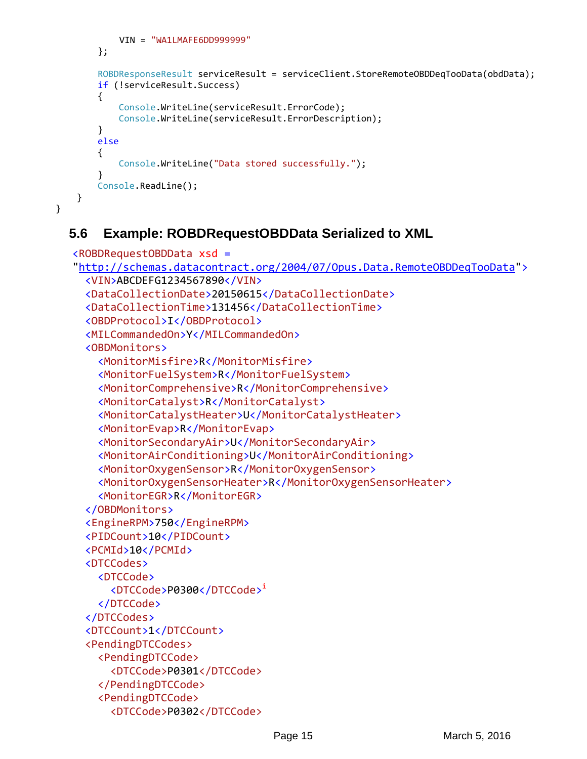```
            VIN = "WA1LMAFE6DD999999"
        };

        ROBDResponseResult serviceResult = serviceClient.StoreRemoteOBDDeqTooData(obdData);
        if (!serviceResult.Success)
        {
            Console.WriteLine(serviceResult.ErrorCode);
            Console.WriteLine(serviceResult.ErrorDescription);
        }
        else
        {
            Console.WriteLine("Data stored successfully.");
        }
        Console.ReadLine();
    }
}
```

## 5.6 Example: ROBDRequestOBDData Serialized to XML

```
<ROBDRequestOBDData xsd =
"http://schemas.datacontract.org/2004/07/Opus.Data.RemoteOBDDeqTooData">
  <VIN>ABCDEFG1234567890</VIN>
  <DataCollectionDate>20150615</DataCollectionDate>
  <DataCollectionTime>131456</DataCollectionTime>
  <OBDProtocol>I</OBDProtocol>
  <MILCommandedOn>Y</MILCommandedOn>
  <OBDMonitors>
    <MonitorMisfire>R</MonitorMisfire>
    <MonitorFuelSystem>R</MonitorFuelSystem>
    <MonitorComprehensive>R</MonitorComprehensive>
    <MonitorCatalyst>R</MonitorCatalyst>
    <MonitorCatalystHeater>U</MonitorCatalystHeater>
    <MonitorEvap>R</MonitorEvap>
    <MonitorSecondaryAir>U</MonitorSecondaryAir>
    <MonitorAirConditioning>U</MonitorAirConditioning>
    <MonitorOxygenSensor>R</MonitorOxygenSensor>
    <MonitorOxygenSensorHeater>R</MonitorOxygenSensorHeater>
    <MonitorEGR>R</MonitorEGR>
  </OBDMonitors>
  <EngineRPM>750</EngineRPM>
  <PIDCount>10</PIDCount>
  <PCMId>10</PCMId>
  <DTCCodes>
    <DTCCode>
      <DTCCode>P0300</DTCCode>[i]
    </DTCCode>
  </DTCCodes>
  <DTCCount>1</DTCCount>
  <PendingDTCCodes>
    <PendingDTCCode>
      <DTCCode>P0301</DTCCode>
    </PendingDTCCode>
    <PendingDTCCode>
      <DTCCode>P0302</DTCCode>
```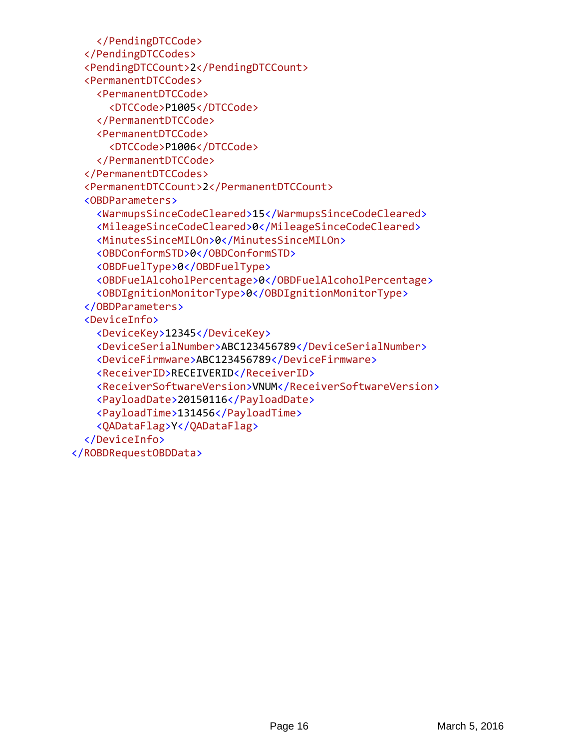```
      </PendingDTCCode>
    </PendingDTCCodes>
    <PendingDTCCount>2</PendingDTCCount>
    <PermanentDTCCodes>
      <PermanentDTCCode>
        <DTCCode>P1005</DTCCode>
      </PermanentDTCCode>
      <PermanentDTCCode>
        <DTCCode>P1006</DTCCode>
      </PermanentDTCCode>
    </PermanentDTCCodes>
    <PermanentDTCCount>2</PermanentDTCCount>
    <OBDParameters>
      <WarmupsSinceCodeCleared>15</WarmupsSinceCodeCleared>
      <MileageSinceCodeCleared>0</MileageSinceCodeCleared>
      <MinutesSinceMILOn>0</MinutesSinceMILOn>
      <OBDConformSTD>0</OBDConformSTD>
      <OBDFuelType>0</OBDFuelType>
      <OBDFuelAlcoholPercentage>0</OBDFuelAlcoholPercentage>
      <OBDIgnitionMonitorType>0</OBDIgnitionMonitorType>
    </OBDParameters>
    <DeviceInfo>
      <DeviceKey>12345</DeviceKey>
      <DeviceSerialNumber>ABC123456789</DeviceSerialNumber>
      <DeviceFirmware>ABC123456789</DeviceFirmware>
      <ReceiverID>RECEIVERID</ReceiverID>
      <ReceiverSoftwareVersion>VNUM</ReceiverSoftwareVersion>
      <PayloadDate>20150116</PayloadDate>
      <PayloadTime>131456</PayloadTime>
      <QADataFlag>Y</QADataFlag>
    </DeviceInfo>
  </ROBDRequestOBDData>
```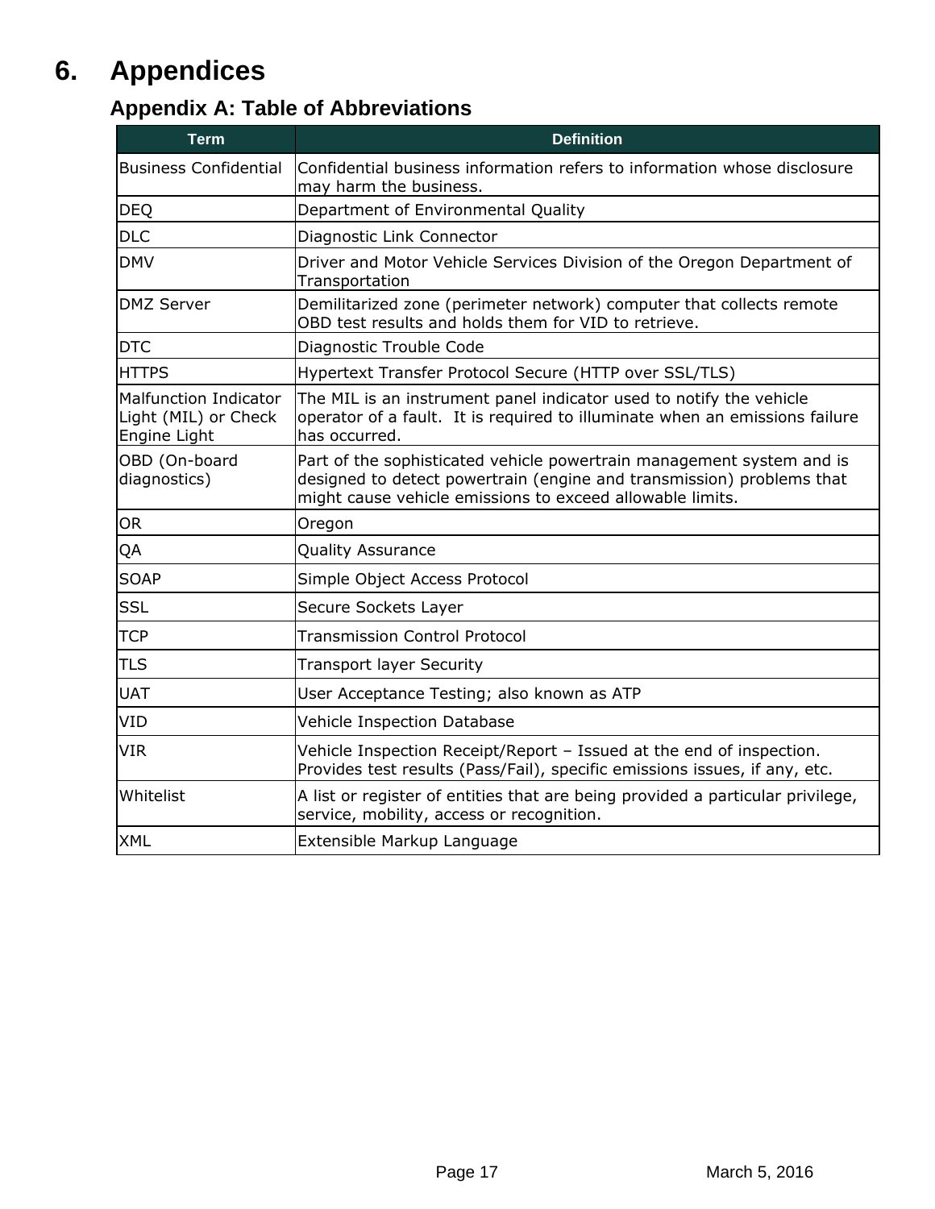# 6. Appendices

## Appendix A: Table of Abbreviations

| Term | Definition |
|---|---|
| Business Confidential | Confidential business information refers to information whose disclosure may harm the business. |
| DEQ | Department of Environmental Quality |
| DLC | Diagnostic Link Connector |
| DMV | Driver and Motor Vehicle Services Division of the Oregon Department of Transportation |
| DMZ Server | Demilitarized zone (perimeter network) computer that collects remote OBD test results and holds them for VID to retrieve. |
| DTC | Diagnostic Trouble Code |
| HTTPS | Hypertext Transfer Protocol Secure (HTTP over SSL/TLS) |
| Malfunction Indicator Light (MIL) or Check Engine Light | The MIL is an instrument panel indicator used to notify the vehicle operator of a fault. It is required to illuminate when an emissions failure has occurred. |
| OBD (On-board diagnostics) | Part of the sophisticated vehicle powertrain management system and is designed to detect powertrain (engine and transmission) problems that might cause vehicle emissions to exceed allowable limits. |
| OR | Oregon |
| QA | Quality Assurance |
| SOAP | Simple Object Access Protocol |
| SSL | Secure Sockets Layer |
| TCP | Transmission Control Protocol |
| TLS | Transport layer Security |
| UAT | User Acceptance Testing; also known as ATP |
| VID | Vehicle Inspection Database |
| VIR | Vehicle Inspection Receipt/Report – Issued at the end of inspection. Provides test results (Pass/Fail), specific emissions issues, if any, etc. |
| Whitelist | A list or register of entities that are being provided a particular privilege, service, mobility, access or recognition. |
| XML | Extensible Markup Language |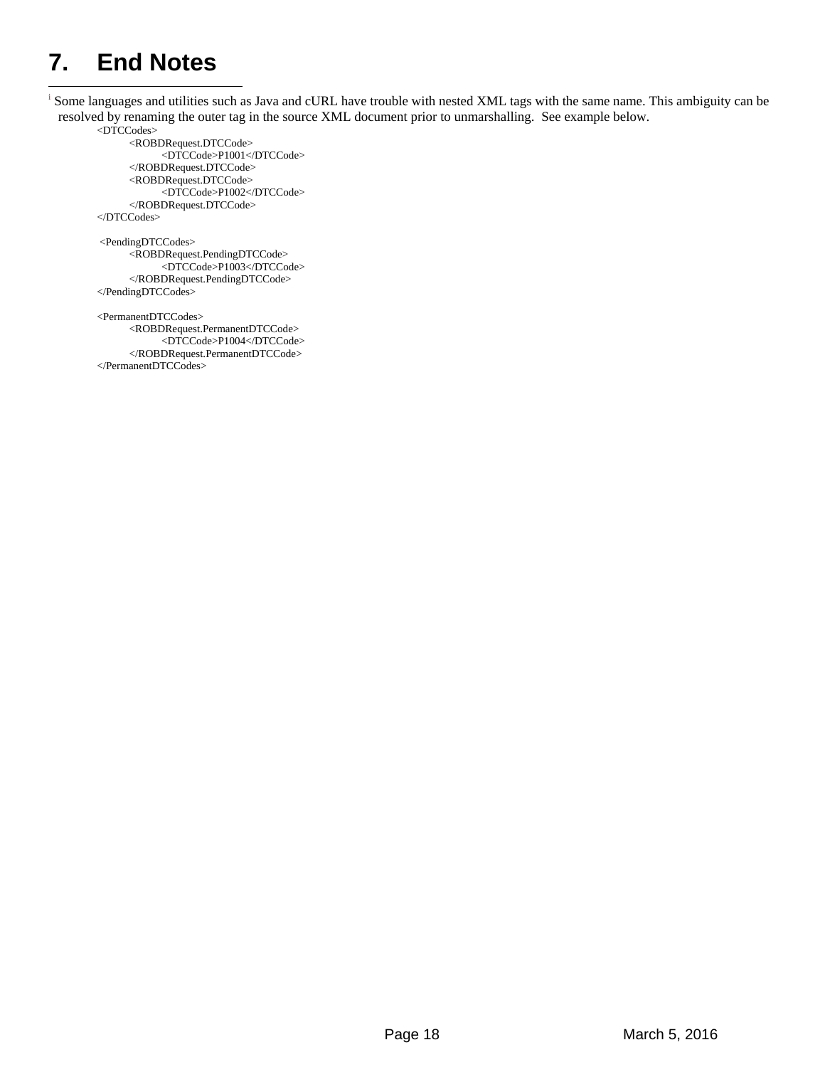# 7. End Notes

---

[i] Some languages and utilities such as Java and cURL have trouble with nested XML tags with the same name. This ambiguity can be resolved by renaming the outer tag in the source XML document prior to unmarshalling. See example below.

```
<DTCCodes>
    <ROBDRequest.DTCCode>
        <DTCCode>P1001</DTCCode>
    </ROBDRequest.DTCCode>
    <ROBDRequest.DTCCode>
        <DTCCode>P1002</DTCCode>
    </ROBDRequest.DTCCode>
</DTCCodes>

 <PendingDTCCodes>
    <ROBDRequest.PendingDTCCode>
        <DTCCode>P1003</DTCCode>
    </ROBDRequest.PendingDTCCode>
</PendingDTCCodes>

<PermanentDTCCodes>
    <ROBDRequest.PermanentDTCCode>
        <DTCCode>P1004</DTCCode>
    </ROBDRequest.PermanentDTCCode>
</PermanentDTCCodes>
```